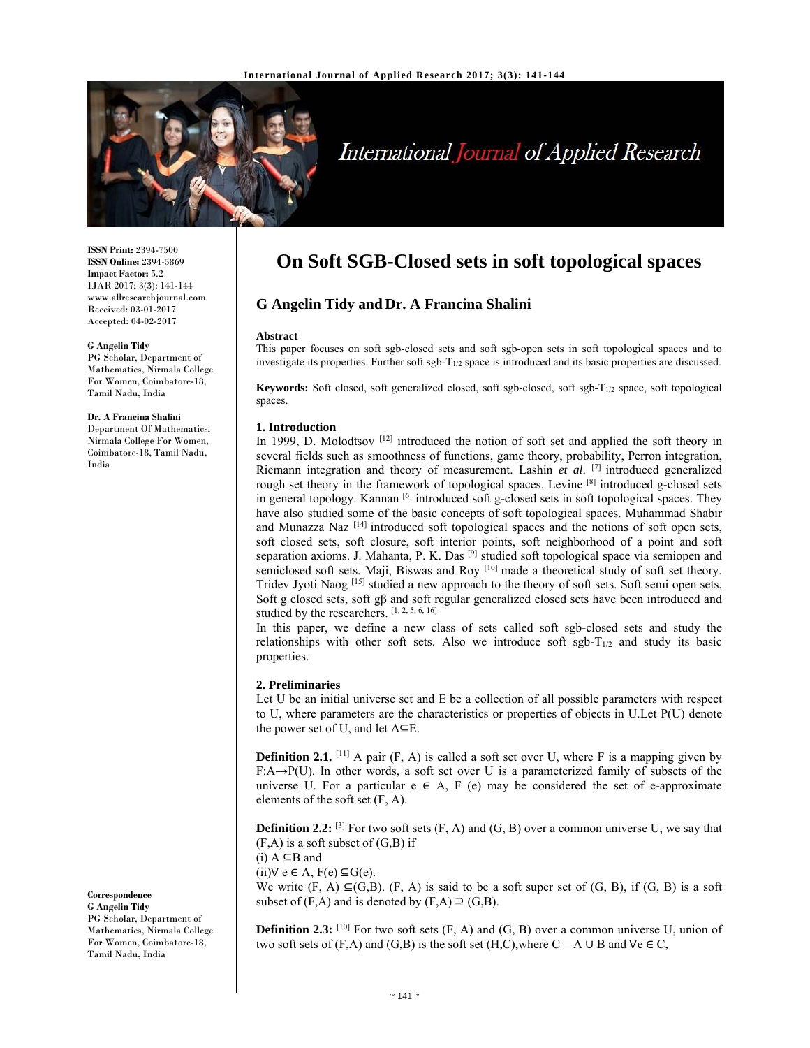ISSN Print: 2394-7500
ISSN Online: 2394-5869
Impact Factor: 5.2
IJAR 2017; 3(3): 141-144
www.allresearchjournal.com
Received: 03-01-2017
Accepted: 04-02-2017

**G Angelin Tidy**
PG Scholar, Department of Mathematics, Nirmala College For Women, Coimbatore-18, Tamil Nadu, India

**Dr. A Francina Shalini**
Department Of Mathematics, Nirmala College For Women, Coimbatore-18, Tamil Nadu, India

**Correspondence**
**G Angelin Tidy**
PG Scholar, Department of Mathematics, Nirmala College For Women, Coimbatore-18, Tamil Nadu, India

# On Soft SGB-Closed sets in soft topological spaces

## G Angelin Tidy and Dr. A Francina Shalini

**Abstract**

This paper focuses on soft sgb-closed sets and soft sgb-open sets in soft topological spaces and to investigate its properties. Further soft sgb-$T_{1/2}$ space is introduced and its basic properties are discussed.

**Keywords:** Soft closed, soft generalized closed, soft sgb-closed, soft sgb-$T_{1/2}$ space, soft topological spaces.

### 1. Introduction

In 1999, D. Molodtsov [12] introduced the notion of soft set and applied the soft theory in several fields such as smoothness of functions, game theory, probability, Perron integration, Riemann integration and theory of measurement. Lashin *et al*. [7] introduced generalized rough set theory in the framework of topological spaces. Levine [8] introduced g-closed sets in general topology. Kannan [6] introduced soft g-closed sets in soft topological spaces. They have also studied some of the basic concepts of soft topological spaces. Muhammad Shabir and Munazza Naz [14] introduced soft topological spaces and the notions of soft open sets, soft closed sets, soft closure, soft interior points, soft neighborhood of a point and soft separation axioms. J. Mahanta, P. K. Das [9] studied soft topological space via semiopen and semiclosed soft sets. Maji, Biswas and Roy [10] made a theoretical study of soft set theory. Tridev Jyoti Naog [15] studied a new approach to the theory of soft sets. Soft semi open sets, Soft g closed sets, soft gβ and soft regular generalized closed sets have been introduced and studied by the researchers. [1, 2, 5, 6, 16]

In this paper, we define a new class of sets called soft sgb-closed sets and study the relationships with other soft sets. Also we introduce soft sgb-$T_{1/2}$ and study its basic properties.

### 2. Preliminaries

Let U be an initial universe set and E be a collection of all possible parameters with respect to U, where parameters are the characteristics or properties of objects in U.Let P(U) denote the power set of U, and let $A \subseteq E$.

**Definition 2.1.** [11] A pair (F, A) is called a soft set over U, where F is a mapping given by $F: A \rightarrow P(U)$. In other words, a soft set over U is a parameterized family of subsets of the universe U. For a particular $e \in A$, F (e) may be considered the set of e-approximate elements of the soft set (F, A).

**Definition 2.2:** [3] For two soft sets (F, A) and (G, B) over a common universe U, we say that (F,A) is a soft subset of (G,B) if

(i) $A \subseteq B$ and

(ii)$\forall\, e \in A$, $F(e) \subseteq G(e)$.

We write (F, A) $\subseteq$(G,B). (F, A) is said to be a soft super set of (G, B), if (G, B) is a soft subset of (F,A) and is denoted by (F,A) $\supseteq$ (G,B).

**Definition 2.3:** [10] For two soft sets (F, A) and (G, B) over a common universe U, union of two soft sets of (F,A) and (G,B) is the soft set (H,C),where $C = A \cup B$ and $\forall e \in C$,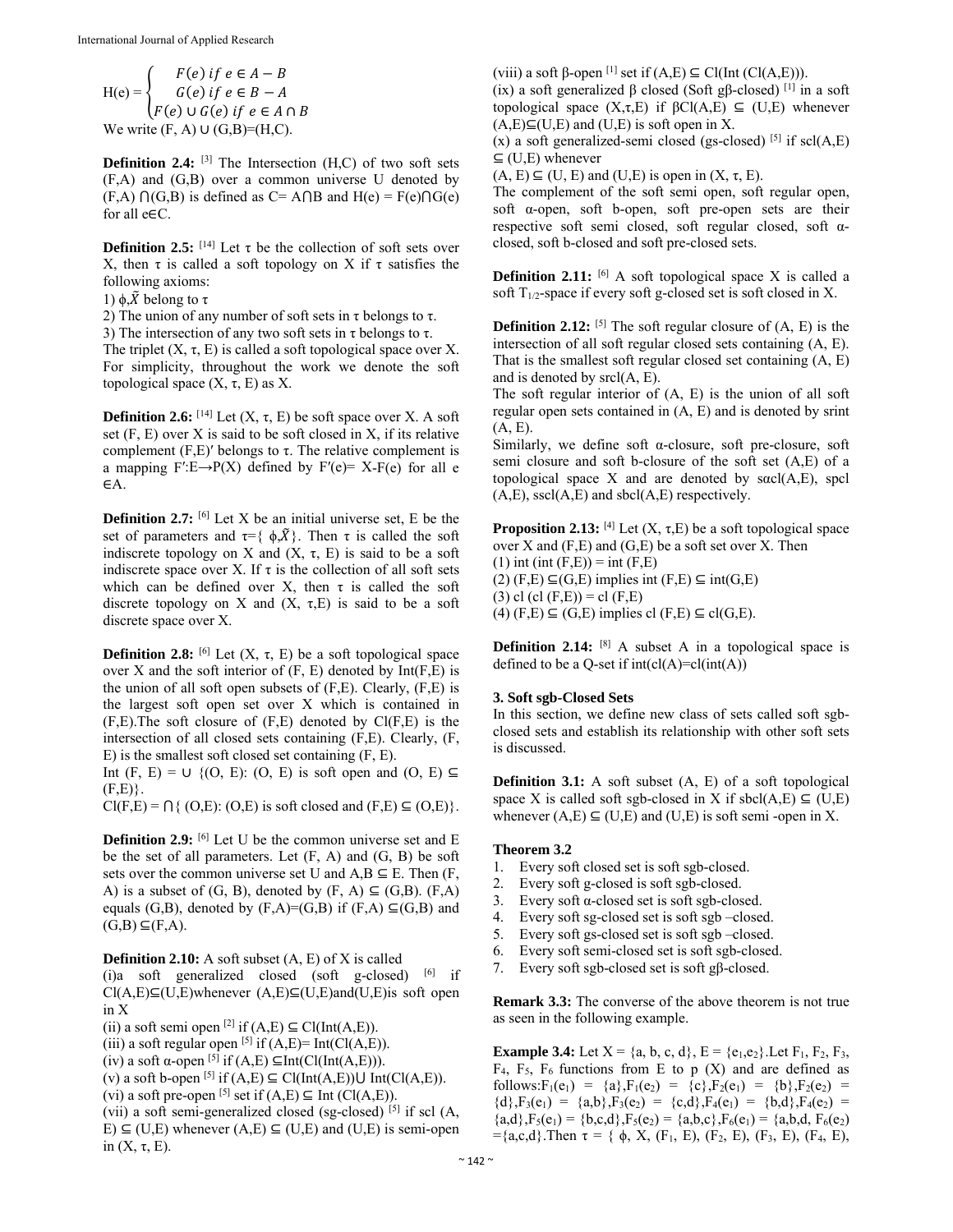$$H(e) = \begin{cases} F(e) \text{ if } e \in A - B \\ G(e) \text{ if } e \in B - A \\ F(e) \cup G(e) \text{ if } e \in A \cap B \end{cases}$$

We write (F, A) ∪ (G,B)=(H,C).

**Definition 2.4:** [3] The Intersection (H,C) of two soft sets (F,A) and (G,B) over a common universe U denoted by (F,A) ⋂(G,B) is defined as C= A⋂B and H(e) = F(e)⋂G(e) for all e∈C.

**Definition 2.5:** [14] Let τ be the collection of soft sets over X, then τ is called a soft topology on X if τ satisfies the following axioms:

1) $\phi, \tilde{X}$ belong to τ

2) The union of any number of soft sets in τ belongs to τ.

3) The intersection of any two soft sets in τ belongs to τ.

The triplet (X, τ, E) is called a soft topological space over X. For simplicity, throughout the work we denote the soft topological space (X, τ, E) as X.

**Definition 2.6:** [14] Let (X, τ, E) be soft space over X. A soft set (F, E) over X is said to be soft closed in X, if its relative complement (F,E)′ belongs to τ. The relative complement is a mapping F′:E→P(X) defined by F′(e)= X-F(e) for all e ∈A.

**Definition 2.7:** [6] Let X be an initial universe set, E be the set of parameters and $\tau = \{\phi, \tilde{X}\}$. Then τ is called the soft indiscrete topology on X and (X, τ, E) is said to be a soft indiscrete space over X. If τ is the collection of all soft sets which can be defined over X, then τ is called the soft discrete topology on X and (X, τ,E) is said to be a soft discrete space over X.

**Definition 2.8:** [6] Let (X, τ, E) be a soft topological space over X and the soft interior of (F, E) denoted by Int(F,E) is the union of all soft open subsets of (F,E). Clearly, (F,E) is the largest soft open set over X which is contained in (F,E).The soft closure of (F,E) denoted by Cl(F,E) is the intersection of all closed sets containing (F,E). Clearly, (F, E) is the smallest soft closed set containing (F, E).

Int (F, E) = ∪ {(O, E): (O, E) is soft open and (O, E) ⊆ (F,E)}.

Cl(F,E) = ⋂{ (O,E): (O,E) is soft closed and (F,E) ⊆ (O,E)}.

**Definition 2.9:** [6] Let U be the common universe set and E be the set of all parameters. Let (F, A) and (G, B) be soft sets over the common universe set U and A,B ⊆ E. Then (F, A) is a subset of (G, B), denoted by (F, A) ⊆ (G,B). (F,A) equals (G,B), denoted by (F,A)=(G,B) if (F,A) ⊆(G,B) and (G,B) ⊆(F,A).

**Definition 2.10:** A soft subset (A, E) of X is called

(i)a soft generalized closed (soft g-closed) [6] if Cl(A,E)⊆(U,E)whenever (A,E)⊆(U,E)and(U,E)is soft open in X

(ii) a soft semi open [2] if (A,E) ⊆ Cl(Int(A,E)).

(iii) a soft regular open [5] if (A,E)= Int(Cl(A,E)).

(iv) a soft α-open [5] if (A,E) ⊆Int(Cl(Int(A,E))).

(v) a soft b-open [5] if (A,E) ⊆ Cl(Int(A,E))⋃ Int(Cl(A,E)).

(vi) a soft pre-open [5] set if (A,E) ⊆ Int (Cl(A,E)).

(vii) a soft semi-generalized closed (sg-closed) [5] if scl (A, E) ⊆ (U,E) whenever (A,E) ⊆ (U,E) and (U,E) is semi-open in (X, τ, E).

(viii) a soft β-open [1] set if (A,E) ⊆ Cl(Int (Cl(A,E))).

(ix) a soft generalized β closed (Soft gβ-closed) [1] in a soft topological space (X,τ,E) if βCl(A,E) ⊆ (U,E) whenever (A,E)⊆(U,E) and (U,E) is soft open in X.

(x) a soft generalized-semi closed (gs-closed) [5] if scl(A,E) ⊆ (U,E) whenever

(A, E) ⊆ (U, E) and (U,E) is open in (X, τ, E).

The complement of the soft semi open, soft regular open, soft α-open, soft b-open, soft pre-open sets are their respective soft semi closed, soft regular closed, soft α-closed, soft b-closed and soft pre-closed sets.

**Definition 2.11:** [6] A soft topological space X is called a soft $T_{1/2}$-space if every soft g-closed set is soft closed in X.

**Definition 2.12:** [5] The soft regular closure of (A, E) is the intersection of all soft regular closed sets containing (A, E). That is the smallest soft regular closed set containing (A, E) and is denoted by srcl(A, E).

The soft regular interior of (A, E) is the union of all soft regular open sets contained in (A, E) and is denoted by srint (A, E).

Similarly, we define soft α-closure, soft pre-closure, soft semi closure and soft b-closure of the soft set (A,E) of a topological space X and are denoted by sαcl(A,E), spcl (A,E), sscl(A,E) and sbcl(A,E) respectively.

**Proposition 2.13:** [4] Let (X, τ,E) be a soft topological space over X and (F,E) and (G,E) be a soft set over X. Then

(1) int (int (F,E)) = int (F,E)

(2) (F,E) ⊆(G,E) implies int (F,E) ⊆ int(G,E)

(3) cl (cl (F,E)) = cl (F,E)

(4) (F,E) ⊆ (G,E) implies cl (F,E) ⊆ cl(G,E).

**Definition 2.14:** [8] A subset A in a topological space is defined to be a Q-set if int(cl(A)=cl(int(A))

## 3. Soft sgb-Closed Sets

In this section, we define new class of sets called soft sgb-closed sets and establish its relationship with other soft sets is discussed.

**Definition 3.1:** A soft subset (A, E) of a soft topological space X is called soft sgb-closed in X if sbcl(A,E) ⊆ (U,E) whenever (A,E) ⊆ (U,E) and (U,E) is soft semi -open in X.

**Theorem 3.2**

1. Every soft closed set is soft sgb-closed.
2. Every soft g-closed is soft sgb-closed.
3. Every soft α-closed set is soft sgb-closed.
4. Every soft sg-closed set is soft sgb –closed.
5. Every soft gs-closed set is soft sgb –closed.
6. Every soft semi-closed set is soft sgb-closed.
7. Every soft sgb-closed set is soft gβ-closed.

**Remark 3.3:** The converse of the above theorem is not true as seen in the following example.

**Example 3.4:** Let X = {a, b, c, d}, E = {$e_1$,$e_2$}.Let $F_1$, $F_2$, $F_3$, $F_4$, $F_5$, $F_6$ functions from E to p (X) and are defined as follows:$F_1(e_1)$ = {a},$F_1(e_2)$ = {c},$F_2(e_1)$ = {b},$F_2(e_2)$ = {d},$F_3(e_1)$ = {a,b},$F_3(e_2)$ = {c,d},$F_4(e_1)$ = {b,d},$F_4(e_2)$ = {a,d},$F_5(e_1)$ = {b,c,d},$F_5(e_2)$ = {a,b,c},$F_6(e_1)$ = {a,b,d, $F_6(e_2)$ ={a,c,d}.Then τ = { ϕ, X, ($F_1$, E), ($F_2$, E), ($F_3$, E), ($F_4$, E),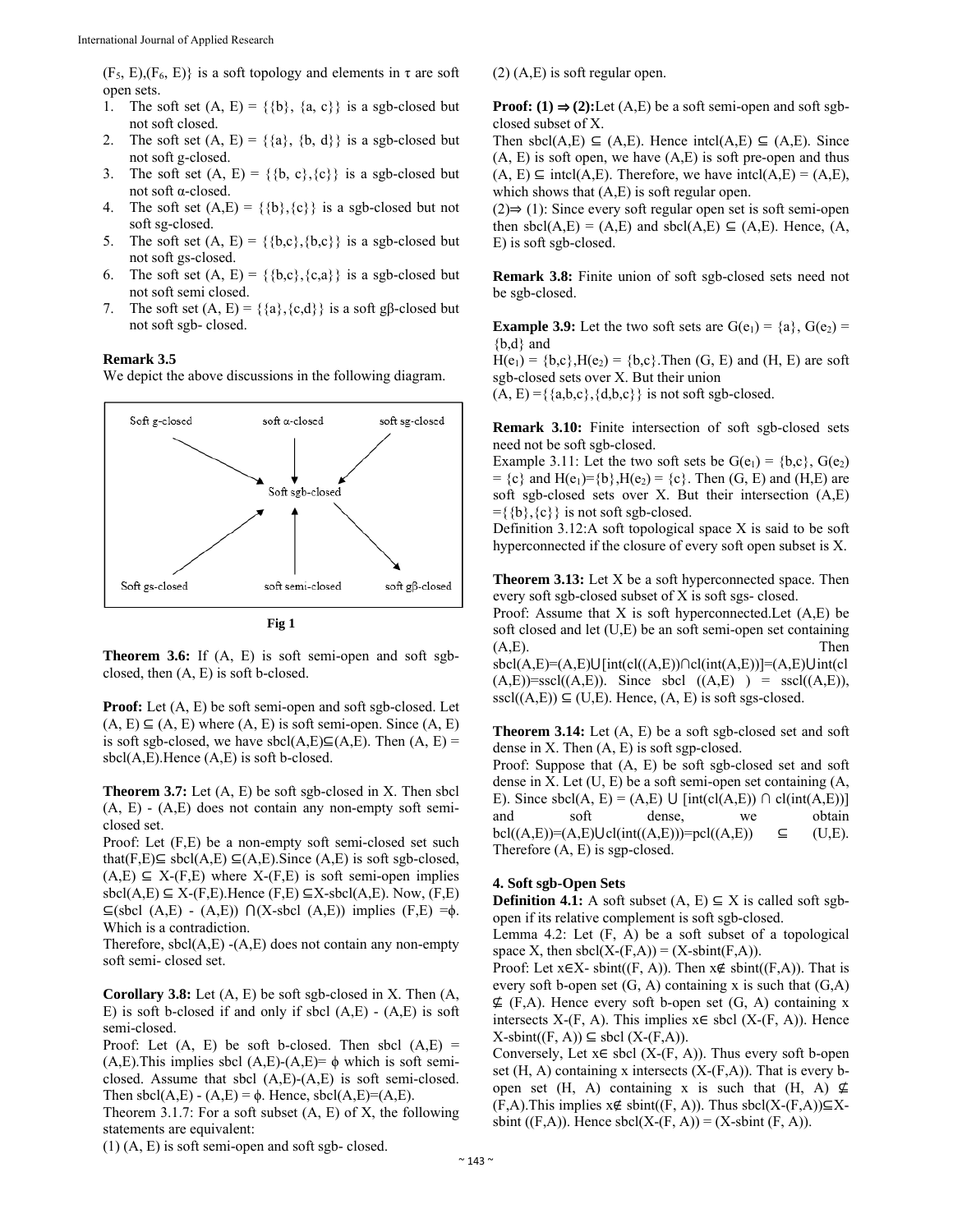$(F_5, E),(F_6, E)\}$ is a soft topology and elements in τ are soft open sets.

1. The soft set (A, E) = {{b}, {a, c}} is a sgb-closed but not soft closed.
2. The soft set (A, E) = {{a}, {b, d}} is a sgb-closed but not soft g-closed.
3. The soft set (A, E) = {{b, c},{c}} is a sgb-closed but not soft α-closed.
4. The soft set (A,E) = {{b},{c}} is a sgb-closed but not soft sg-closed.
5. The soft set (A, E) = {{b,c},{b,c}} is a sgb-closed but not soft gs-closed.
6. The soft set (A, E) = {{b,c},{c,a}} is a sgb-closed but not soft semi closed.
7. The soft set (A, E) = {{a},{c,d}} is a soft gβ-closed but not soft sgb- closed.

**Remark 3.5**

We depict the above discussions in the following diagram.

Soft g-closed → Soft sgb-closed; soft α-closed → Soft sgb-closed; soft sg-closed → Soft sgb-closed; Soft gs-closed → Soft sgb-closed; soft semi-closed → Soft sgb-closed; Soft sgb-closed → soft gβ-closed

**Fig 1**

**Theorem 3.6:** If (A, E) is soft semi-open and soft sgb-closed, then (A, E) is soft b-closed.

**Proof:** Let (A, E) be soft semi-open and soft sgb-closed. Let (A, E) ⊆ (A, E) where (A, E) is soft semi-open. Since (A, E) is soft sgb-closed, we have sbcl(A,E)⊆(A,E). Then (A, E) = sbcl(A,E).Hence (A,E) is soft b-closed.

**Theorem 3.7:** Let (A, E) be soft sgb-closed in X. Then sbcl (A, E) - (A,E) does not contain any non-empty soft semi-closed set.

Proof: Let (F,E) be a non-empty soft semi-closed set such that(F,E)⊆ sbcl(A,E) ⊆(A,E).Since (A,E) is soft sgb-closed, (A,E) ⊆ X-(F,E) where X-(F,E) is soft semi-open implies sbcl(A,E) ⊆ X-(F,E).Hence (F,E) ⊆X-sbcl(A,E). Now, (F,E) ⊆(sbcl (A,E) - (A,E)) ⋂(X-sbcl (A,E)) implies (F,E) =ϕ. Which is a contradiction.

Therefore, sbcl(A,E) -(A,E) does not contain any non-empty soft semi- closed set.

**Corollary 3.8:** Let (A, E) be soft sgb-closed in X. Then (A, E) is soft b-closed if and only if sbcl (A,E) - (A,E) is soft semi-closed.

Proof: Let (A, E) be soft b-closed. Then sbcl (A,E) = (A,E).This implies sbcl (A,E)-(A,E)= ϕ which is soft semi-closed. Assume that sbcl (A,E)-(A,E) is soft semi-closed. Then sbcl(A,E) - (A,E) = ϕ. Hence, sbcl(A,E)=(A,E).

Theorem 3.1.7: For a soft subset (A, E) of X, the following statements are equivalent:

(1) (A, E) is soft semi-open and soft sgb- closed.

(2) (A,E) is soft regular open.

**Proof: (1) ⇒ (2):**Let (A,E) be a soft semi-open and soft sgb-closed subset of X.

Then sbcl(A,E) ⊆ (A,E). Hence intcl(A,E) ⊆ (A,E). Since (A, E) is soft open, we have (A,E) is soft pre-open and thus (A, E) ⊆ intcl(A,E). Therefore, we have intcl(A,E) = (A,E), which shows that (A,E) is soft regular open.

(2)⇒ (1): Since every soft regular open set is soft semi-open then sbcl(A,E) = (A,E) and sbcl(A,E) ⊆ (A,E). Hence, (A, E) is soft sgb-closed.

**Remark 3.8:** Finite union of soft sgb-closed sets need not be sgb-closed.

**Example 3.9:** Let the two soft sets are $G(e_1)$ = {a}, $G(e_2)$ = {b,d} and

$H(e_1)$ = {b,c},$H(e_2)$ = {b,c}.Then (G, E) and (H, E) are soft sgb-closed sets over X. But their union

(A, E) ={{a,b,c},{d,b,c}} is not soft sgb-closed.

**Remark 3.10:** Finite intersection of soft sgb-closed sets need not be soft sgb-closed.

Example 3.11: Let the two soft sets be $G(e_1)$ = {b,c}, $G(e_2)$ = {c} and $H(e_1)$={b},$H(e_2)$ = {c}. Then (G, E) and (H,E) are soft sgb-closed sets over X. But their intersection (A,E) ={{b},{c}} is not soft sgb-closed.

Definition 3.12:A soft topological space X is said to be soft hyperconnected if the closure of every soft open subset is X.

**Theorem 3.13:** Let X be a soft hyperconnected space. Then every soft sgb-closed subset of X is soft sgs- closed.

Proof: Assume that X is soft hyperconnected.Let (A,E) be soft closed and let (U,E) be an soft semi-open set containing (A,E). Then sbcl(A,E)=(A,E)⋃[int(cl((A,E))∩cl(int(A,E))]=(A,E)⋃int(cl (A,E))=sscl((A,E)). Since sbcl ((A,E) ) = sscl((A,E)), sscl((A,E)) ⊆ (U,E). Hence, (A, E) is soft sgs-closed.

**Theorem 3.14:** Let (A, E) be a soft sgb-closed set and soft dense in X. Then (A, E) is soft sgp-closed.

Proof: Suppose that (A, E) be soft sgb-closed set and soft dense in X. Let (U, E) be a soft semi-open set containing (A, E). Since sbcl(A, E) = (A, E) ⋃ [int(cl(A,E)) ∩ cl(int(A,E))] and soft dense, we obtain bcl((A,E))=(A,E)⋃cl(int((A,E)))=pcl((A,E)) ⊆ (U,E). Therefore (A, E) is sgp-closed.

## 4. Soft sgb-Open Sets

**Definition 4.1:** A soft subset (A, E) ⊆ X is called soft sgb-open if its relative complement is soft sgb-closed.

Lemma 4.2: Let (F, A) be a soft subset of a topological space X, then sbcl(X-(F,A)) = (X-sbint(F,A)).

Proof: Let x∈X- sbint((F, A)). Then x∉ sbint((F,A)). That is every soft b-open set (G, A) containing x is such that (G,A) ⊈ (F,A). Hence every soft b-open set (G, A) containing x intersects X-(F, A). This implies x∈ sbcl (X-(F, A)). Hence X-sbint((F, A)) ⊆ sbcl (X-(F,A)).

Conversely, Let x∈ sbcl (X-(F, A)). Thus every soft b-open set (H, A) containing x intersects (X-(F,A)). That is every b-open set (H, A) containing x is such that (H, A) ⊈ (F,A).This implies x∉ sbint((F, A)). Thus sbcl(X-(F,A))⊆X-sbint ((F,A)). Hence sbcl(X-(F, A)) = (X-sbint (F, A)).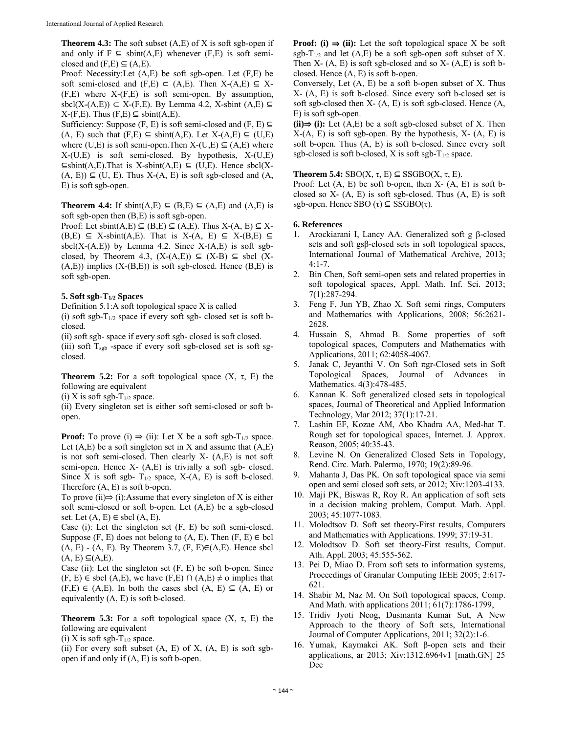**Theorem 4.3:** The soft subset (A,E) of X is soft sgb-open if and only if F ⊆ sbint(A,E) whenever (F,E) is soft semi-closed and (F,E) ⊆ (A,E).

Proof: Necessity:Let (A,E) be soft sgb-open. Let (F,E) be soft semi-closed and (F,E) ⊂ (A,E). Then X-(A,E) ⊆ X-(F,E) where X-(F,E) is soft semi-open. By assumption, sbcl(X-(A,E)) ⊂ X-(F,E). By Lemma 4.2, X-sbint (A,E) ⊆ X-(F,E). Thus (F,E) ⊆ sbint(A,E).

Sufficiency: Suppose (F, E) is soft semi-closed and (F, E) ⊆ (A, E) such that (F,E) ⊆ sbint(A,E). Let X-(A,E) ⊆ (U,E) where (U,E) is soft semi-open.Then X-(U,E) ⊆ (A,E) where X-(U,E) is soft semi-closed. By hypothesis, X-(U,E) ⊆sbint(A,E).That is X-sbint(A,E) ⊆ (U,E). Hence sbcl(X-(A, E)) ⊆ (U, E). Thus X-(A, E) is soft sgb-closed and (A, E) is soft sgb-open.

**Theorem 4.4:** If sbint(A,E) ⊆ (B,E) ⊆ (A,E) and (A,E) is soft sgb-open then (B,E) is soft sgb-open.

Proof: Let sbint(A,E) ⊆ (B,E) ⊆ (A,E). Thus X-(A, E) ⊆ X-(B,E) ⊆ X-sbint(A,E). That is X-(A, E) ⊆ X-(B,E) ⊆ sbcl(X-(A,E)) by Lemma 4.2. Since X-(A,E) is soft sgb-closed, by Theorem 4.3, (X-(A,E)) ⊆ (X-B) ⊆ sbcl (X-(A,E)) implies (X-(B,E)) is soft sgb-closed. Hence (B,E) is soft sgb-open.

## 5. Soft sgb-$T_{1/2}$ Spaces

Definition 5.1:A soft topological space X is called

(i) soft sgb-$T_{1/2}$ space if every soft sgb- closed set is soft b-closed.

(ii) soft sgb- space if every soft sgb- closed is soft closed.

(iii) soft $T_{sgb}$ -space if every soft sgb-closed set is soft sg-closed.

**Theorem 5.2:** For a soft topological space (X, τ, E) the following are equivalent

(i) X is soft sgb-$T_{1/2}$ space.

(ii) Every singleton set is either soft semi-closed or soft b-open.

**Proof:** To prove (i) ⇒ (ii): Let X be a soft sgb-$T_{1/2}$ space. Let (A,E) be a soft singleton set in X and assume that (A,E) is not soft semi-closed. Then clearly X- (A,E) is not soft semi-open. Hence X- (A,E) is trivially a soft sgb- closed. Since X is soft sgb- $T_{1/2}$ space, X-(A, E) is soft b-closed. Therefore (A, E) is soft b-open.

To prove (ii)⇒ (i):Assume that every singleton of X is either soft semi-closed or soft b-open. Let (A,E) be a sgb-closed set. Let (A, E) ∈ sbcl (A, E).

Case (i): Let the singleton set (F, E) be soft semi-closed. Suppose (F, E) does not belong to (A, E). Then (F, E) ∈ bcl (A, E) - (A, E). By Theorem 3.7, (F, E)∈(A,E). Hence sbcl (A, E) ⊆(A,E).

Case (ii): Let the singleton set (F, E) be soft b-open. Since (F, E) ∈ sbcl (A,E), we have (F,E) ∩ (A,E) ≠ ϕ implies that (F,E) ∈ (A,E). In both the cases sbcl (A, E) ⊆ (A, E) or equivalently (A, E) is soft b-closed.

**Theorem 5.3:** For a soft topological space (X, τ, E) the following are equivalent

(i) X is soft sgb-$T_{1/2}$ space.

(ii) For every soft subset (A, E) of X, (A, E) is soft sgb-open if and only if (A, E) is soft b-open.

**Proof: (i) ⇒ (ii):** Let the soft topological space X be soft sgb-$T_{1/2}$ and let (A,E) be a soft sgb-open soft subset of X. Then X- (A, E) is soft sgb-closed and so X- (A,E) is soft b-closed. Hence (A, E) is soft b-open.

Conversely, Let (A, E) be a soft b-open subset of X. Thus X- (A, E) is soft b-closed. Since every soft b-closed set is soft sgb-closed then X- (A, E) is soft sgb-closed. Hence (A, E) is soft sgb-open.

**(ii)⇒ (i):** Let (A,E) be a soft sgb-closed subset of X. Then X-(A, E) is soft sgb-open. By the hypothesis, X- (A, E) is soft b-open. Thus (A, E) is soft b-closed. Since every soft sgb-closed is soft b-closed, X is soft sgb-$T_{1/2}$ space.

**Theorem 5.4:** SBO(X, τ, E) ⊆ SSGBO(X, τ, E).

Proof: Let (A, E) be soft b-open, then X- (A, E) is soft b-closed so X- (A, E) is soft sgb-closed. Thus (A, E) is soft sgb-open. Hence SBO (τ) ⊆ SSGBO(τ).

## 6. References

1. Arockiarani I, Lancy AA. Generalized soft g β-closed sets and soft gsβ-closed sets in soft topological spaces, International Journal of Mathematical Archive, 2013; 4:1-7.
2. Bin Chen, Soft semi-open sets and related properties in soft topological spaces, Appl. Math. Inf. Sci. 2013; 7(1):287-294.
3. Feng F, Jun YB, Zhao X. Soft semi rings, Computers and Mathematics with Applications, 2008; 56:2621-2628.
4. Hussain S, Ahmad B. Some properties of soft topological spaces, Computers and Mathematics with Applications, 2011; 62:4058-4067.
5. Janak C, Jeyanthi V. On Soft πgr-Closed sets in Soft Topological Spaces, Journal of Advances in Mathematics. 4(3):478-485.
6. Kannan K. Soft generalized closed sets in topological spaces, Journal of Theoretical and Applied Information Technology, Mar 2012; 37(1):17-21.
7. Lashin EF, Kozae AM, Abo Khadra AA, Med-hat T. Rough set for topological spaces, Internet. J. Approx. Reason, 2005; 40:35-43.
8. Levine N. On Generalized Closed Sets in Topology, Rend. Circ. Math. Palermo, 1970; 19(2):89-96.
9. Mahanta J, Das PK. On soft topological space via semi open and semi closed soft sets, ar 2012; Xiv:1203-4133.
10. Maji PK, Biswas R, Roy R. An application of soft sets in a decision making problem, Comput. Math. Appl. 2003; 45:1077-1083.
11. Molodtsov D. Soft set theory-First results, Computers and Mathematics with Applications. 1999; 37:19-31.
12. Molodtsov D. Soft set theory-First results, Comput. Ath. Appl. 2003; 45:555-562.
13. Pei D, Miao D. From soft sets to information systems, Proceedings of Granular Computing IEEE 2005; 2:617-621.
14. Shabir M, Naz M. On Soft topological spaces, Comp. And Math. with applications 2011; 61(7):1786-1799,
15. Tridiv Jyoti Neog, Dusmanta Kumar Sut, A New Approach to the theory of Soft sets, International Journal of Computer Applications, 2011; 32(2):1-6.
16. Yumak, Kaymakci AK. Soft β-open sets and their applications, ar 2013; Xiv:1312.6964v1 [math.GN] 25 Dec